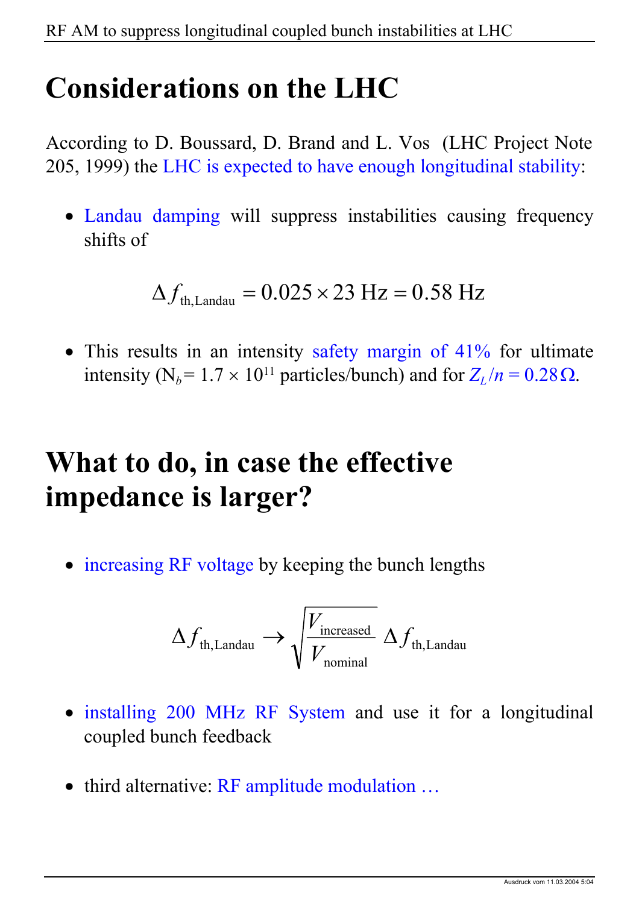# Considerations on the LHC

According to D. Boussard, D. Brand and L. Vos (LHC Project Note 205, 1999) the LHC is expected to have enough longitudinal stability:

- Landau damping will suppress instabilities causing frequency shifts of

$$\Delta f_{\text{th,Landau}} = 0.025 \times 23\ \text{Hz} = 0.58\ \text{Hz}$$

- This results in an intensity safety margin of 41% for ultimate intensity ($N_b = 1.7 \times 10^{11}$ particles/bunch) and for $Z_L/n = 0.28\,\Omega$.

# What to do, in case the effective impedance is larger?

- increasing RF voltage by keeping the bunch lengths

$$\Delta f_{\text{th,Landau}} \rightarrow \sqrt{\frac{V_{\text{increased}}}{V_{\text{nominal}}}}\,\Delta f_{\text{th,Landau}}$$

- installing 200 MHz RF System and use it for a longitudinal coupled bunch feedback

- third alternative: RF amplitude modulation …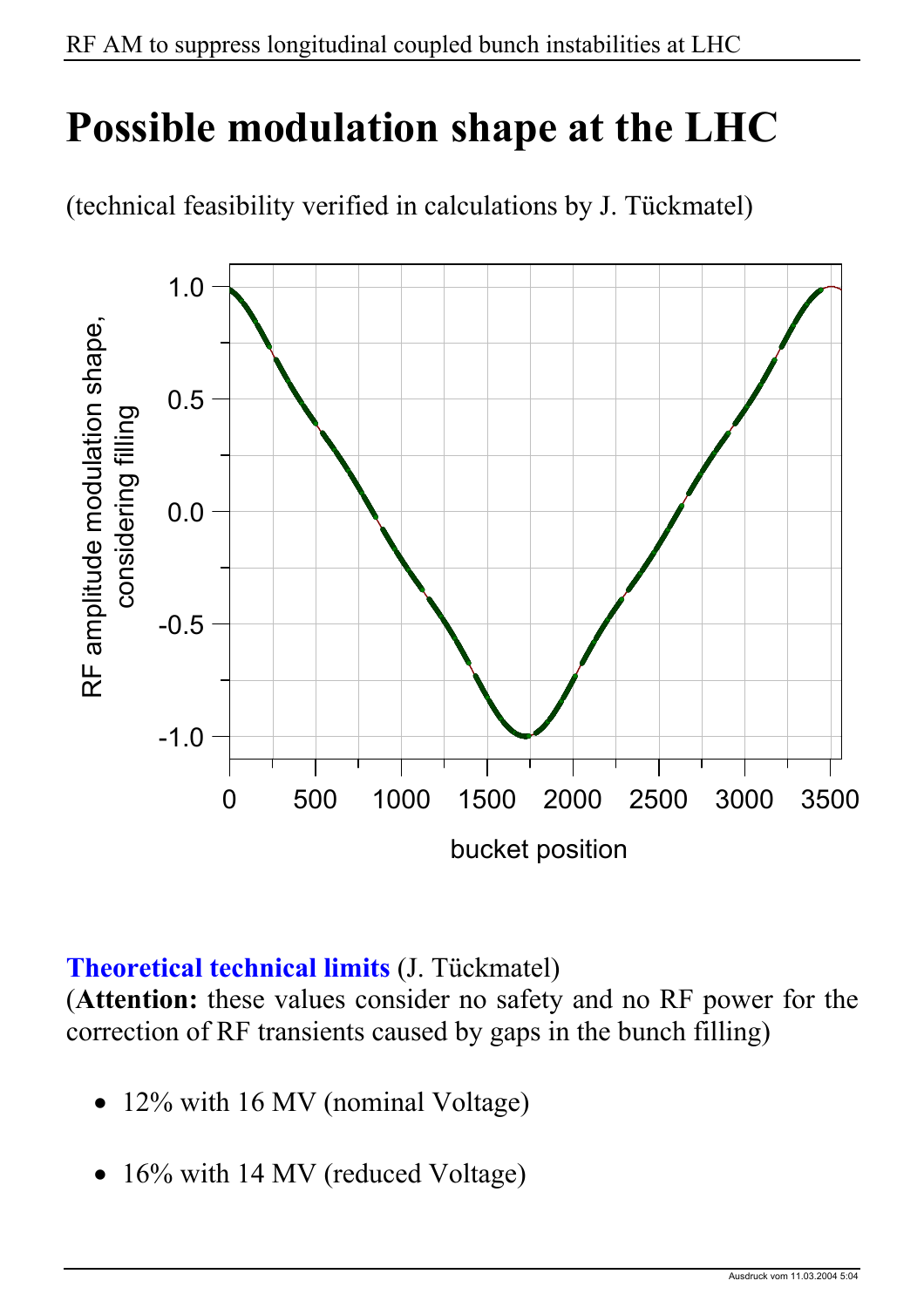# Possible modulation shape at the LHC

(technical feasibility verified in calculations by J. Tückmatel)

**Theoretical technical limits** (J. Tückmatel)
(**Attention:** these values consider no safety and no RF power for the correction of RF transients caused by gaps in the bunch filling)

- 12% with 16 MV (nominal Voltage)
- 16% with 14 MV (reduced Voltage)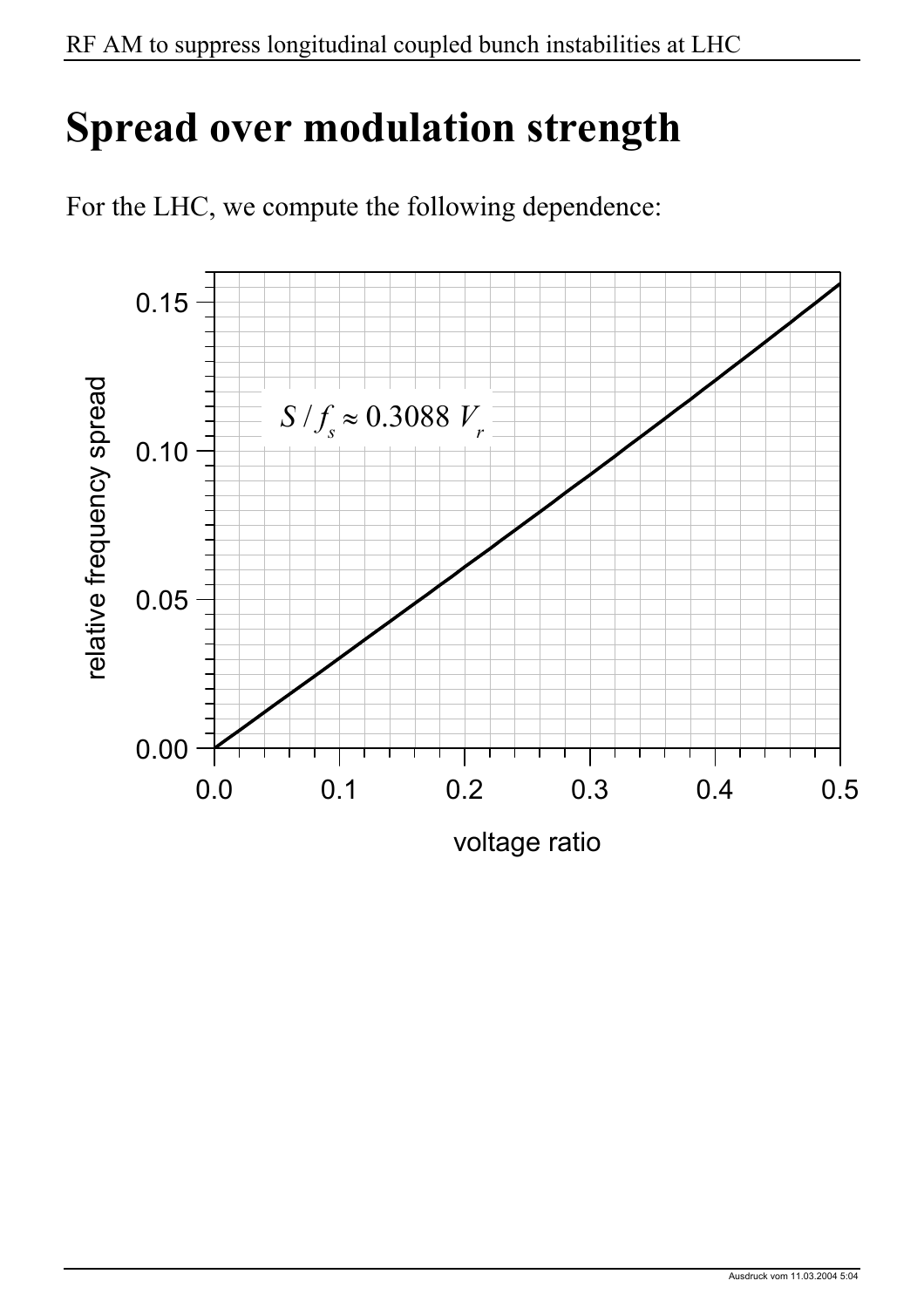# Spread over modulation strength

For the LHC, we compute the following dependence:

$$S / f_s \approx 0.3088 \; V_r$$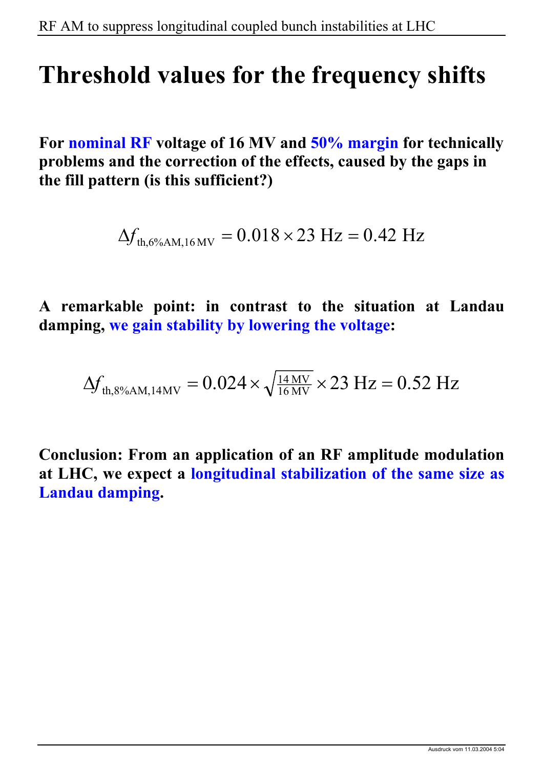# Threshold values for the frequency shifts

**For nominal RF voltage of 16 MV and 50% margin for technically problems and the correction of the effects, caused by the gaps in the fill pattern (is this sufficient?)**

$$\Delta f_{\text{th,6\%AM,16 MV}} = 0.018 \times 23\ \text{Hz} = 0.42\ \text{Hz}$$

**A remarkable point: in contrast to the situation at Landau damping, we gain stability by lowering the voltage:**

$$\Delta f_{\text{th,8\%AM,14MV}} = 0.024 \times \sqrt{\tfrac{14\ \text{MV}}{16\ \text{MV}}} \times 23\ \text{Hz} = 0.52\ \text{Hz}$$

**Conclusion: From an application of an RF amplitude modulation at LHC, we expect a longitudinal stabilization of the same size as Landau damping.**